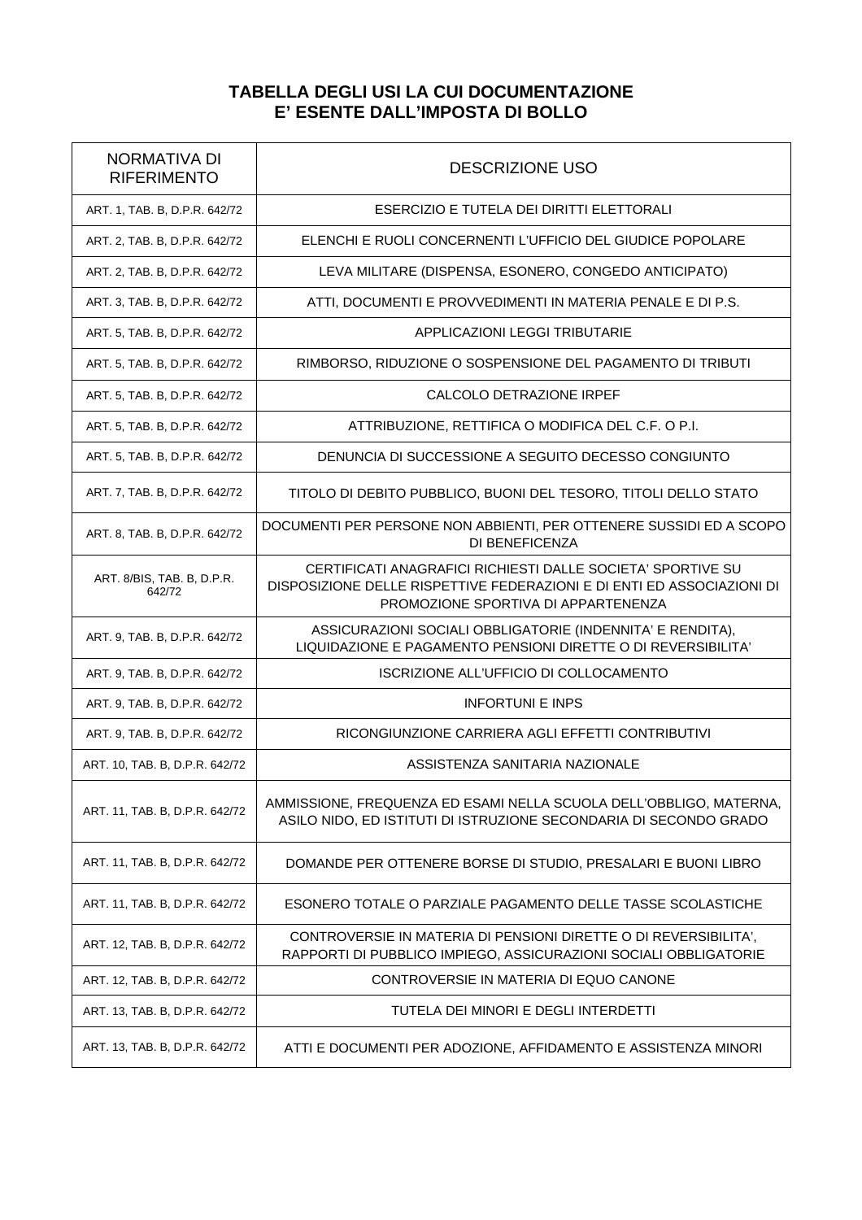# TABELLA DEGLI USI LA CUI DOCUMENTAZIONE E' ESENTE DALL'IMPOSTA DI BOLLO

| NORMATIVA DI RIFERIMENTO | DESCRIZIONE USO |
|---|---|
| ART. 1, TAB. B, D.P.R. 642/72 | ESERCIZIO E TUTELA DEI DIRITTI ELETTORALI |
| ART. 2, TAB. B, D.P.R. 642/72 | ELENCHI E RUOLI CONCERNENTI L'UFFICIO DEL GIUDICE POPOLARE |
| ART. 2, TAB. B, D.P.R. 642/72 | LEVA MILITARE (DISPENSA, ESONERO, CONGEDO ANTICIPATO) |
| ART. 3, TAB. B, D.P.R. 642/72 | ATTI, DOCUMENTI E PROVVEDIMENTI IN MATERIA PENALE E DI P.S. |
| ART. 5, TAB. B, D.P.R. 642/72 | APPLICAZIONI LEGGI TRIBUTARIE |
| ART. 5, TAB. B, D.P.R. 642/72 | RIMBORSO, RIDUZIONE O SOSPENSIONE DEL PAGAMENTO DI TRIBUTI |
| ART. 5, TAB. B, D.P.R. 642/72 | CALCOLO DETRAZIONE IRPEF |
| ART. 5, TAB. B, D.P.R. 642/72 | ATTRIBUZIONE, RETTIFICA O MODIFICA DEL C.F. O P.I. |
| ART. 5, TAB. B, D.P.R. 642/72 | DENUNCIA DI SUCCESSIONE A SEGUITO DECESSO CONGIUNTO |
| ART. 7, TAB. B, D.P.R. 642/72 | TITOLO DI DEBITO PUBBLICO, BUONI DEL TESORO, TITOLI DELLO STATO |
| ART. 8, TAB. B, D.P.R. 642/72 | DOCUMENTI PER PERSONE NON ABBIENTI, PER OTTENERE SUSSIDI ED A SCOPO DI BENEFICENZA |
| ART. 8/BIS, TAB. B, D.P.R. 642/72 | CERTIFICATI ANAGRAFICI RICHIESTI DALLE SOCIETA' SPORTIVE SU DISPOSIZIONE DELLE RISPETTIVE FEDERAZIONI E DI ENTI ED ASSOCIAZIONI DI PROMOZIONE SPORTIVA DI APPARTENENZA |
| ART. 9, TAB. B, D.P.R. 642/72 | ASSICURAZIONI SOCIALI OBBLIGATORIE (INDENNITA' E RENDITA), LIQUIDAZIONE E PAGAMENTO PENSIONI DIRETTE O DI REVERSIBILITA' |
| ART. 9, TAB. B, D.P.R. 642/72 | ISCRIZIONE ALL'UFFICIO DI COLLOCAMENTO |
| ART. 9, TAB. B, D.P.R. 642/72 | INFORTUNI E INPS |
| ART. 9, TAB. B, D.P.R. 642/72 | RICONGIUNZIONE CARRIERA AGLI EFFETTI CONTRIBUTIVI |
| ART. 10, TAB. B, D.P.R. 642/72 | ASSISTENZA SANITARIA NAZIONALE |
| ART. 11, TAB. B, D.P.R. 642/72 | AMMISSIONE, FREQUENZA ED ESAMI NELLA SCUOLA DELL'OBBLIGO, MATERNA, ASILO NIDO, ED ISTITUTI DI ISTRUZIONE SECONDARIA DI SECONDO GRADO |
| ART. 11, TAB. B, D.P.R. 642/72 | DOMANDE PER OTTENERE BORSE DI STUDIO, PRESALARI E BUONI LIBRO |
| ART. 11, TAB. B, D.P.R. 642/72 | ESONERO TOTALE O PARZIALE PAGAMENTO DELLE TASSE SCOLASTICHE |
| ART. 12, TAB. B, D.P.R. 642/72 | CONTROVERSIE IN MATERIA DI PENSIONI DIRETTE O DI REVERSIBILITA', RAPPORTI DI PUBBLICO IMPIEGO, ASSICURAZIONI SOCIALI OBBLIGATORIE |
| ART. 12, TAB. B, D.P.R. 642/72 | CONTROVERSIE IN MATERIA DI EQUO CANONE |
| ART. 13, TAB. B, D.P.R. 642/72 | TUTELA DEI MINORI E DEGLI INTERDETTI |
| ART. 13, TAB. B, D.P.R. 642/72 | ATTI E DOCUMENTI PER ADOZIONE, AFFIDAMENTO E ASSISTENZA MINORI |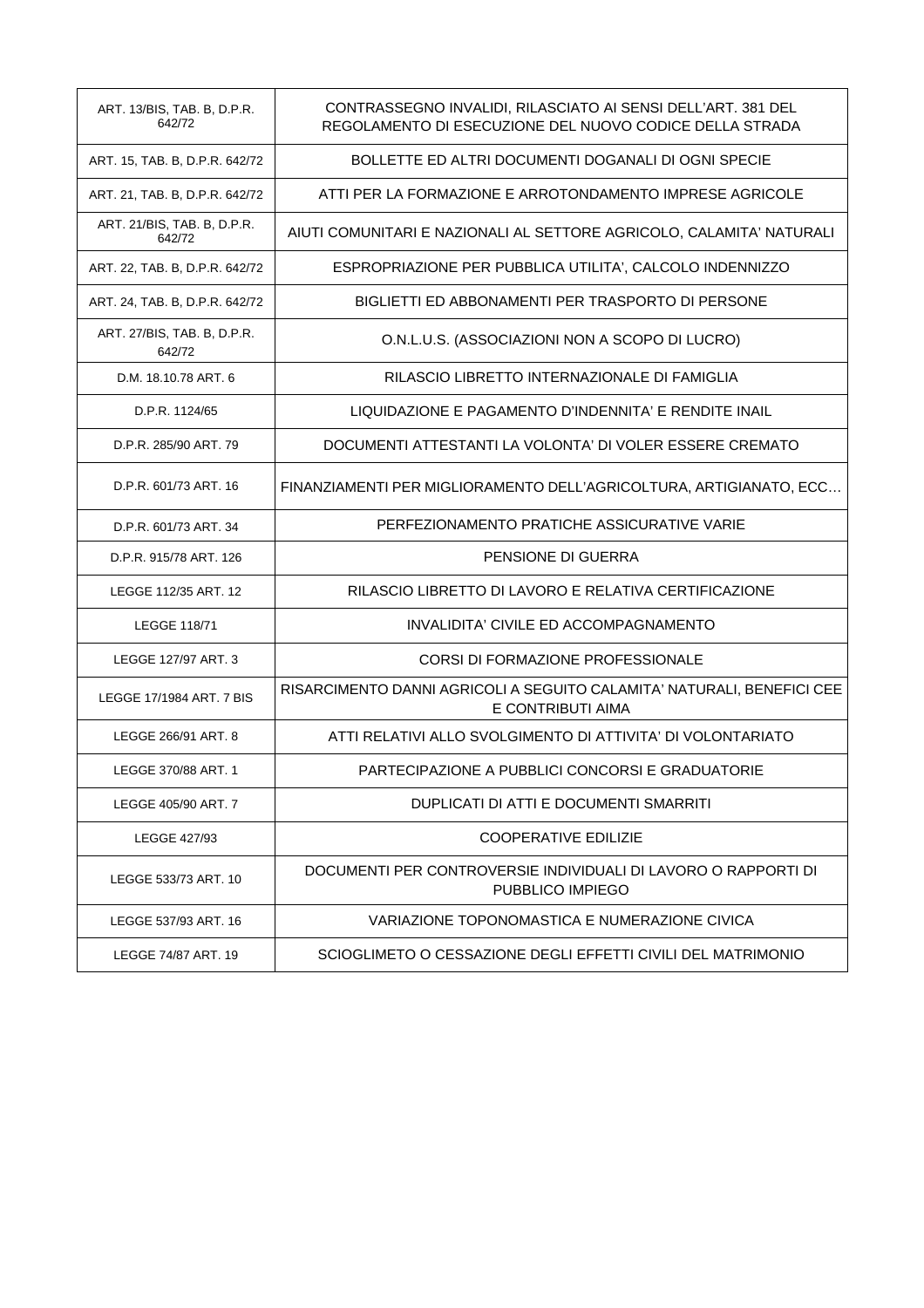| | |
|---|---|
| ART. 13/BIS, TAB. B, D.P.R. 642/72 | CONTRASSEGNO INVALIDI, RILASCIATO AI SENSI DELL'ART. 381 DEL REGOLAMENTO DI ESECUZIONE DEL NUOVO CODICE DELLA STRADA |
| ART. 15, TAB. B, D.P.R. 642/72 | BOLLETTE ED ALTRI DOCUMENTI DOGANALI DI OGNI SPECIE |
| ART. 21, TAB. B, D.P.R. 642/72 | ATTI PER LA FORMAZIONE E ARROTONDAMENTO IMPRESE AGRICOLE |
| ART. 21/BIS, TAB. B, D.P.R. 642/72 | AIUTI COMUNITARI E NAZIONALI AL SETTORE AGRICOLO, CALAMITA' NATURALI |
| ART. 22, TAB. B, D.P.R. 642/72 | ESPROPRIAZIONE PER PUBBLICA UTILITA', CALCOLO INDENNIZZO |
| ART. 24, TAB. B, D.P.R. 642/72 | BIGLIETTI ED ABBONAMENTI PER TRASPORTO DI PERSONE |
| ART. 27/BIS, TAB. B, D.P.R. 642/72 | O.N.L.U.S. (ASSOCIAZIONI NON A SCOPO DI LUCRO) |
| D.M. 18.10.78 ART. 6 | RILASCIO LIBRETTO INTERNAZIONALE DI FAMIGLIA |
| D.P.R. 1124/65 | LIQUIDAZIONE E PAGAMENTO D'INDENNITA' E RENDITE INAIL |
| D.P.R. 285/90 ART. 79 | DOCUMENTI ATTESTANTI LA VOLONTA' DI VOLER ESSERE CREMATO |
| D.P.R. 601/73 ART. 16 | FINANZIAMENTI PER MIGLIORAMENTO DELL'AGRICOLTURA, ARTIGIANATO, ECC… |
| D.P.R. 601/73 ART. 34 | PERFEZIONAMENTO PRATICHE ASSICURATIVE VARIE |
| D.P.R. 915/78 ART. 126 | PENSIONE DI GUERRA |
| LEGGE 112/35 ART. 12 | RILASCIO LIBRETTO DI LAVORO E RELATIVA CERTIFICAZIONE |
| LEGGE 118/71 | INVALIDITA' CIVILE ED ACCOMPAGNAMENTO |
| LEGGE 127/97 ART. 3 | CORSI DI FORMAZIONE PROFESSIONALE |
| LEGGE 17/1984 ART. 7 BIS | RISARCIMENTO DANNI AGRICOLI A SEGUITO CALAMITA' NATURALI, BENEFICI CEE E CONTRIBUTI AIMA |
| LEGGE 266/91 ART. 8 | ATTI RELATIVI ALLO SVOLGIMENTO DI ATTIVITA' DI VOLONTARIATO |
| LEGGE 370/88 ART. 1 | PARTECIPAZIONE A PUBBLICI CONCORSI E GRADUATORIE |
| LEGGE 405/90 ART. 7 | DUPLICATI DI ATTI E DOCUMENTI SMARRITI |
| LEGGE 427/93 | COOPERATIVE EDILIZIE |
| LEGGE 533/73 ART. 10 | DOCUMENTI PER CONTROVERSIE INDIVIDUALI DI LAVORO O RAPPORTI DI PUBBLICO IMPIEGO |
| LEGGE 537/93 ART. 16 | VARIAZIONE TOPONOMASTICA E NUMERAZIONE CIVICA |
| LEGGE 74/87 ART. 19 | SCIOGLIMETO O CESSAZIONE DEGLI EFFETTI CIVILI DEL MATRIMONIO |